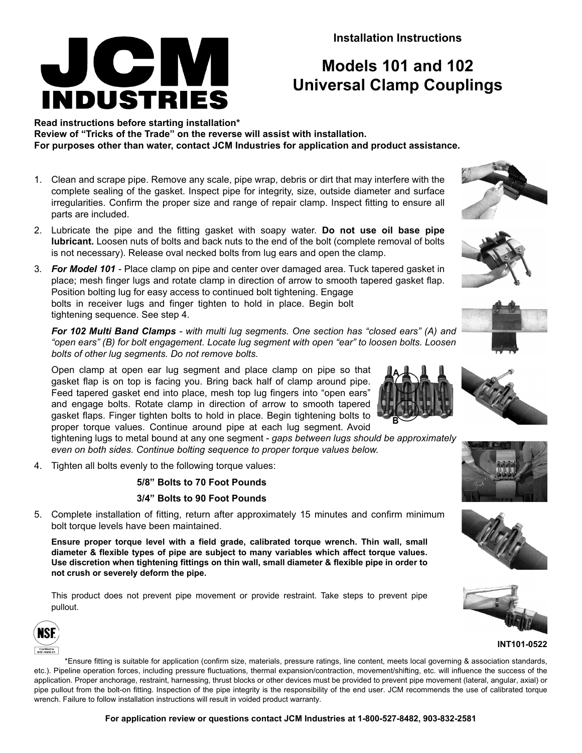# JCM INDUSTRIES

**Installation Instructions**

## Models 101 and 102 Universal Clamp Couplings

**Read instructions before starting installation***
**Review of "Tricks of the Trade" on the reverse will assist with installation.**
**For purposes other than water, contact JCM Industries for application and product assistance.**

1. Clean and scrape pipe. Remove any scale, pipe wrap, debris or dirt that may interfere with the complete sealing of the gasket. Inspect pipe for integrity, size, outside diameter and surface irregularities. Confirm the proper size and range of repair clamp. Inspect fitting to ensure all parts are included.
2. Lubricate the pipe and the fitting gasket with soapy water. **Do not use oil base pipe lubricant.** Loosen nuts of bolts and back nuts to the end of the bolt (complete removal of bolts is not necessary). Release oval necked bolts from lug ears and open the clamp.
3. ***For Model 101*** - Place clamp on pipe and center over damaged area. Tuck tapered gasket in place; mesh finger lugs and rotate clamp in direction of arrow to smooth tapered gasket flap. Position bolting lug for easy access to continued bolt tightening. Engage bolts in receiver lugs and finger tighten to hold in place. Begin bolt tightening sequence. See step 4.

   ***For 102 Multi Band Clamps*** *- with multi lug segments. One section has "closed ears" (A) and "open ears" (B) for bolt engagement. Locate lug segment with open "ear" to loosen bolts. Loosen bolts of other lug segments. Do not remove bolts.*

   Open clamp at open ear lug segment and place clamp on pipe so that gasket flap is on top is facing you. Bring back half of clamp around pipe. Feed tapered gasket end into place, mesh top lug fingers into "open ears" and engage bolts. Rotate clamp in direction of arrow to smooth tapered gasket flaps. Finger tighten bolts to hold in place. Begin tightening bolts to proper torque values. Continue around pipe at each lug segment. Avoid tightening lugs to metal bound at any one segment - *gaps between lugs should be approximately even on both sides. Continue bolting sequence to proper torque values below.*

4. Tighten all bolts evenly to the following torque values:

   **5/8" Bolts to 70 Foot Pounds**

   **3/4" Bolts to 90 Foot Pounds**

5. Complete installation of fitting, return after approximately 15 minutes and confirm minimum bolt torque levels have been maintained.

   **Ensure proper torque level with a field grade, calibrated torque wrench. Thin wall, small diameter & flexible types of pipe are subject to many variables which affect torque values. Use discretion when tightening fittings on thin wall, small diameter & flexible pipe in order to not crush or severely deform the pipe.**

   This product does not prevent pipe movement or provide restraint. Take steps to prevent pipe pullout.

NSF Certified to NSF/ANSI 61

INT101-0522

*Ensure fitting is suitable for application (confirm size, materials, pressure ratings, line content, meets local governing & association standards, etc.). Pipeline operation forces, including pressure fluctuations, thermal expansion/contraction, movement/shifting, etc. will influence the success of the application. Proper anchorage, restraint, harnessing, thrust blocks or other devices must be provided to prevent pipe movement (lateral, angular, axial) or pipe pullout from the bolt-on fitting. Inspection of the pipe integrity is the responsibility of the end user. JCM recommends the use of calibrated torque wrench. Failure to follow installation instructions will result in voided product warranty.

**For application review or questions contact JCM Industries at 1-800-527-8482, 903-832-2581**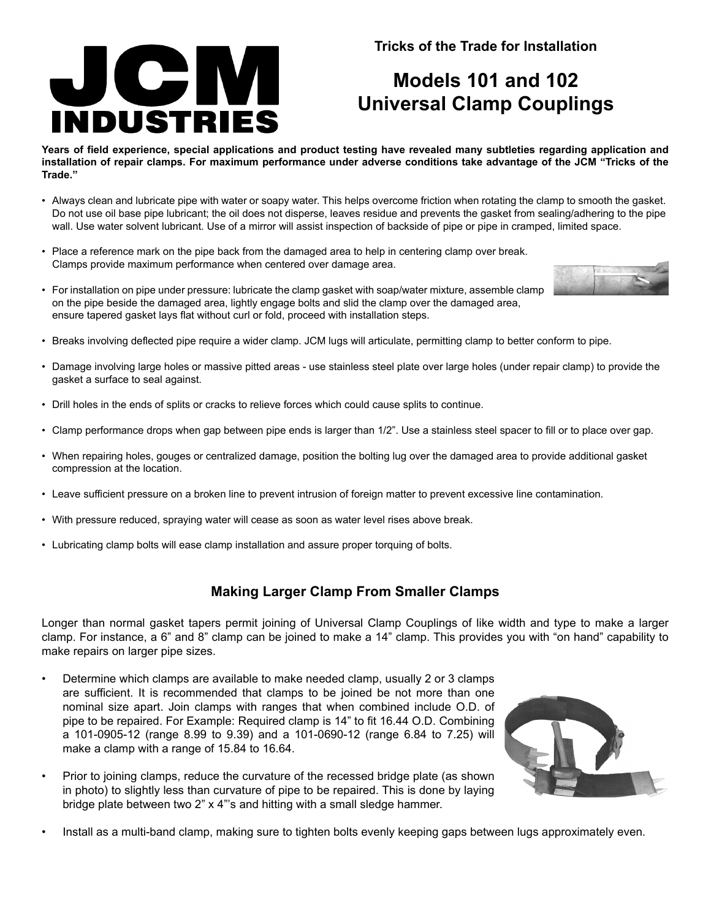# JCM INDUSTRIES

**Tricks of the Trade for Installation**

## Models 101 and 102 Universal Clamp Couplings

**Years of field experience, special applications and product testing have revealed many subtleties regarding application and installation of repair clamps. For maximum performance under adverse conditions take advantage of the JCM "Tricks of the Trade."**

- Always clean and lubricate pipe with water or soapy water. This helps overcome friction when rotating the clamp to smooth the gasket. Do not use oil base pipe lubricant; the oil does not disperse, leaves residue and prevents the gasket from sealing/adhering to the pipe wall. Use water solvent lubricant. Use of a mirror will assist inspection of backside of pipe or pipe in cramped, limited space.
- Place a reference mark on the pipe back from the damaged area to help in centering clamp over break. Clamps provide maximum performance when centered over damage area.
- For installation on pipe under pressure: lubricate the clamp gasket with soap/water mixture, assemble clamp on the pipe beside the damaged area, lightly engage bolts and slid the clamp over the damaged area, ensure tapered gasket lays flat without curl or fold, proceed with installation steps.
- Breaks involving deflected pipe require a wider clamp. JCM lugs will articulate, permitting clamp to better conform to pipe.
- Damage involving large holes or massive pitted areas - use stainless steel plate over large holes (under repair clamp) to provide the gasket a surface to seal against.
- Drill holes in the ends of splits or cracks to relieve forces which could cause splits to continue.
- Clamp performance drops when gap between pipe ends is larger than 1/2". Use a stainless steel spacer to fill or to place over gap.
- When repairing holes, gouges or centralized damage, position the bolting lug over the damaged area to provide additional gasket compression at the location.
- Leave sufficient pressure on a broken line to prevent intrusion of foreign matter to prevent excessive line contamination.
- With pressure reduced, spraying water will cease as soon as water level rises above break.
- Lubricating clamp bolts will ease clamp installation and assure proper torquing of bolts.

### Making Larger Clamp From Smaller Clamps

Longer than normal gasket tapers permit joining of Universal Clamp Couplings of like width and type to make a larger clamp. For instance, a 6" and 8" clamp can be joined to make a 14" clamp. This provides you with "on hand" capability to make repairs on larger pipe sizes.

- Determine which clamps are available to make needed clamp, usually 2 or 3 clamps are sufficient. It is recommended that clamps to be joined be not more than one nominal size apart. Join clamps with ranges that when combined include O.D. of pipe to be repaired. For Example: Required clamp is 14" to fit 16.44 O.D. Combining a 101-0905-12 (range 8.99 to 9.39) and a 101-0690-12 (range 6.84 to 7.25) will make a clamp with a range of 15.84 to 16.64.
- Prior to joining clamps, reduce the curvature of the recessed bridge plate (as shown in photo) to slightly less than curvature of pipe to be repaired. This is done by laying bridge plate between two 2" x 4"'s and hitting with a small sledge hammer.
- Install as a multi-band clamp, making sure to tighten bolts evenly keeping gaps between lugs approximately even.